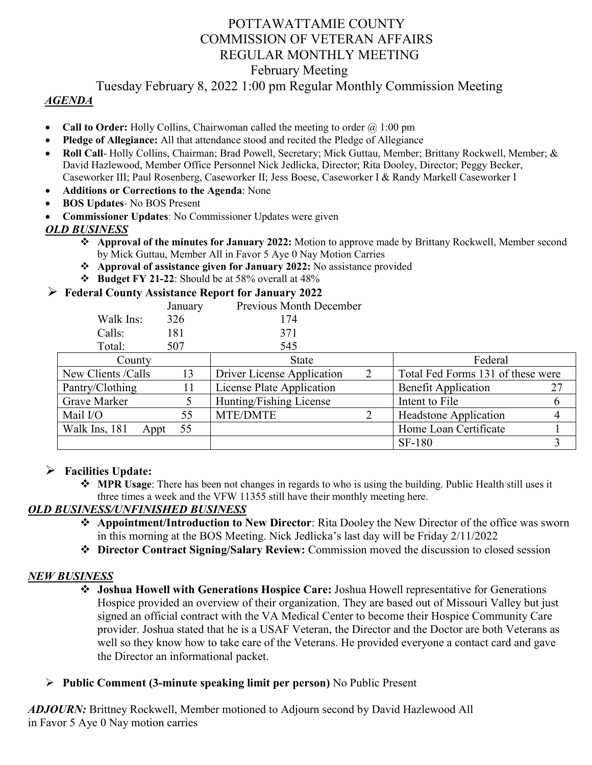# POTTAWATTAMIE COUNTY
# COMMISSION OF VETERAN AFFAIRS
# REGULAR MONTHLY MEETING

## February Meeting

## Tuesday February 8, 2022 1:00 pm Regular Monthly Commission Meeting

***AGENDA***

- **Call to Order:** Holly Collins, Chairwoman called the meeting to order @ 1:00 pm
- **Pledge of Allegiance:** All that attendance stood and recited the Pledge of Allegiance
- **Roll Call**- Holly Collins, Chairman; Brad Powell, Secretary; Mick Guttau, Member; Brittany Rockwell, Member; & David Hazlewood, Member Office Personnel Nick Jedlicka, Director; Rita Dooley, Director; Peggy Becker, Caseworker III; Paul Rosenberg, Caseworker II; Jess Boese, Caseworker I & Randy Markell Caseworker I
- **Additions or Corrections to the Agenda**: None
- **BOS Updates**- No BOS Present
- **Commissioner Updates**: No Commissioner Updates were given

***OLD BUSINESS***

- **Approval of the minutes for January 2022:** Motion to approve made by Brittany Rockwell, Member second by Mick Guttau, Member All in Favor 5 Aye 0 Nay Motion Carries
- **Approval of assistance given for January 2022:** No assistance provided
- **Budget FY 21-22**: Should be at 58% overall at 48%

- **Federal County Assistance Report for January 2022**

| | January | Previous Month December |
|---|---|---|
| Walk Ins: | 326 | 174 |
| Calls: | 181 | 371 |
| Total: | 507 | 545 |

| County | | State | | Federal | |
|---|---|---|---|---|---|
| New Clients /Calls | 13 | Driver License Application | 2 | Total Fed Forms 131 of these were | |
| Pantry/Clothing | 11 | License Plate Application | | Benefit Application | 27 |
| Grave Marker | 5 | Hunting/Fishing License | | Intent to File | 6 |
| Mail I/O | 55 | MTE/DMTE | 2 | Headstone Application | 4 |
| Walk Ins, 181 Appt | 55 | | | Home Loan Certificate | 1 |
| | | | | SF-180 | 3 |

- **Facilities Update:**
  - **MPR Usage**: There has been not changes in regards to who is using the building. Public Health still uses it three times a week and the VFW 11355 still have their monthly meeting here.

***OLD BUSINESS/UNFINISHED BUSINESS***

- **Appointment/Introduction to New Director**: Rita Dooley the New Director of the office was sworn in this morning at the BOS Meeting. Nick Jedlicka's last day will be Friday 2/11/2022
- **Director Contract Signing/Salary Review:** Commission moved the discussion to closed session

***NEW BUSINESS***

- **Joshua Howell with Generations Hospice Care:** Joshua Howell representative for Generations Hospice provided an overview of their organization. They are based out of Missouri Valley but just signed an official contract with the VA Medical Center to become their Hospice Community Care provider. Joshua stated that he is a USAF Veteran, the Director and the Doctor are both Veterans as well so they know how to take care of the Veterans. He provided everyone a contact card and gave the Director an informational packet.

- **Public Comment (3-minute speaking limit per person)** No Public Present

***ADJOURN:*** Brittney Rockwell, Member motioned to Adjourn second by David Hazlewood All in Favor 5 Aye 0 Nay motion carries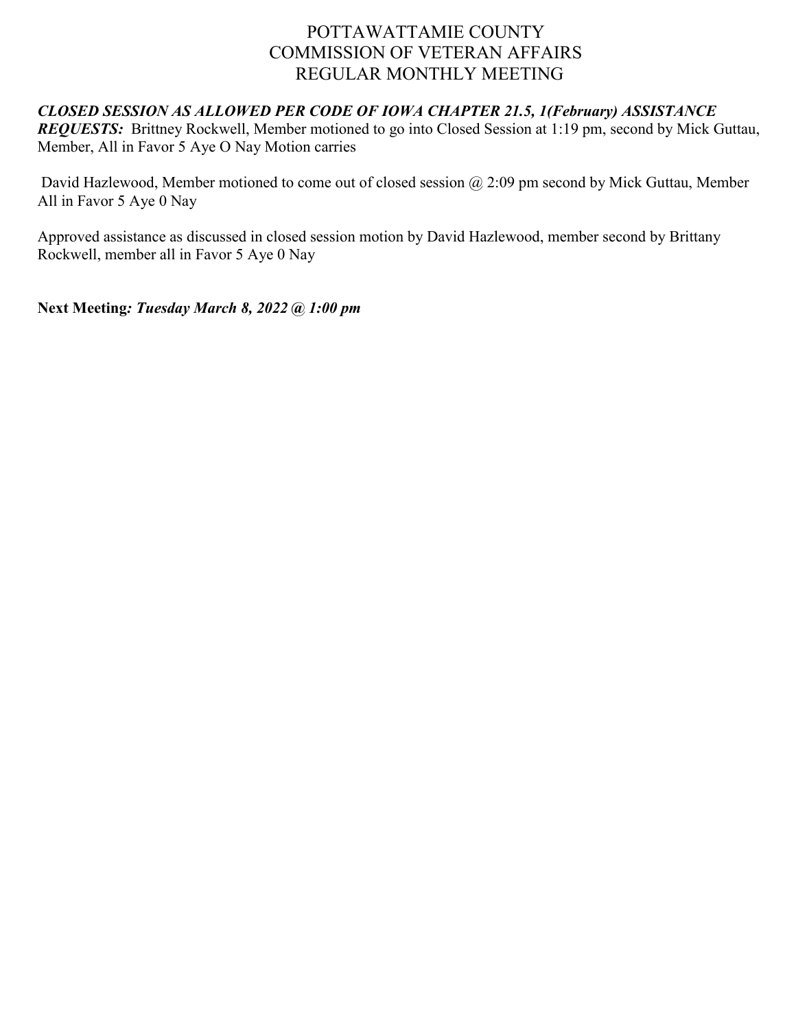# POTTAWATTAMIE COUNTY
# COMMISSION OF VETERAN AFFAIRS
# REGULAR MONTHLY MEETING

***CLOSED SESSION AS ALLOWED PER CODE OF IOWA CHAPTER 21.5, 1(February) ASSISTANCE REQUESTS:*** Brittney Rockwell, Member motioned to go into Closed Session at 1:19 pm, second by Mick Guttau, Member, All in Favor 5 Aye O Nay Motion carries

David Hazlewood, Member motioned to come out of closed session @ 2:09 pm second by Mick Guttau, Member All in Favor 5 Aye 0 Nay

Approved assistance as discussed in closed session motion by David Hazlewood, member second by Brittany Rockwell, member all in Favor 5 Aye 0 Nay

**Next Meeting*: Tuesday March 8, 2022 @ 1:00 pm***